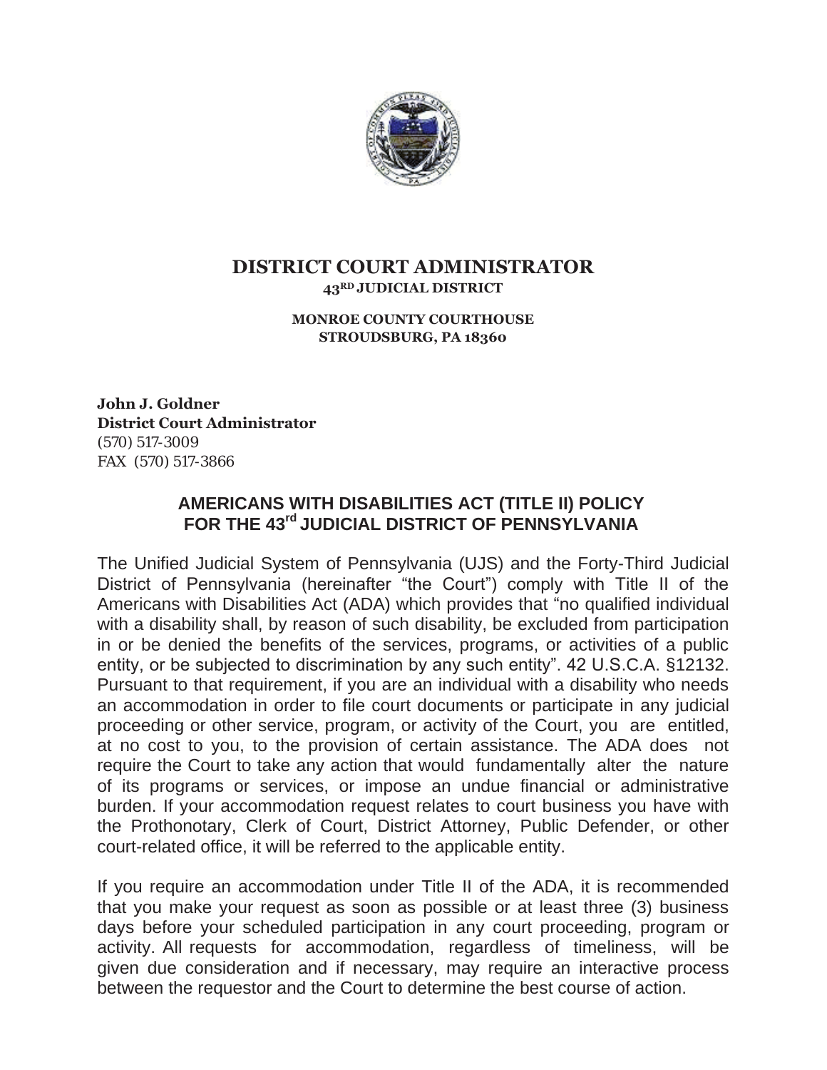# DISTRICT COURT ADMINISTRATOR

**43RD JUDICIAL DISTRICT**

**MONROE COUNTY COURTHOUSE**
**STROUDSBURG, PA 18360**

**John J. Goldner**
**District Court Administrator**
(570) 517-3009
FAX (570) 517-3866

## AMERICANS WITH DISABILITIES ACT (TITLE II) POLICY FOR THE 43rd JUDICIAL DISTRICT OF PENNSYLVANIA

The Unified Judicial System of Pennsylvania (UJS) and the Forty-Third Judicial District of Pennsylvania (hereinafter "the Court") comply with Title II of the Americans with Disabilities Act (ADA) which provides that "no qualified individual with a disability shall, by reason of such disability, be excluded from participation in or be denied the benefits of the services, programs, or activities of a public entity, or be subjected to discrimination by any such entity". 42 U.S.C.A. §12132. Pursuant to that requirement, if you are an individual with a disability who needs an accommodation in order to file court documents or participate in any judicial proceeding or other service, program, or activity of the Court, you are entitled, at no cost to you, to the provision of certain assistance. The ADA does not require the Court to take any action that would fundamentally alter the nature of its programs or services, or impose an undue financial or administrative burden. If your accommodation request relates to court business you have with the Prothonotary, Clerk of Court, District Attorney, Public Defender, or other court-related office, it will be referred to the applicable entity.

If you require an accommodation under Title II of the ADA, it is recommended that you make your request as soon as possible or at least three (3) business days before your scheduled participation in any court proceeding, program or activity. All requests for accommodation, regardless of timeliness, will be given due consideration and if necessary, may require an interactive process between the requestor and the Court to determine the best course of action.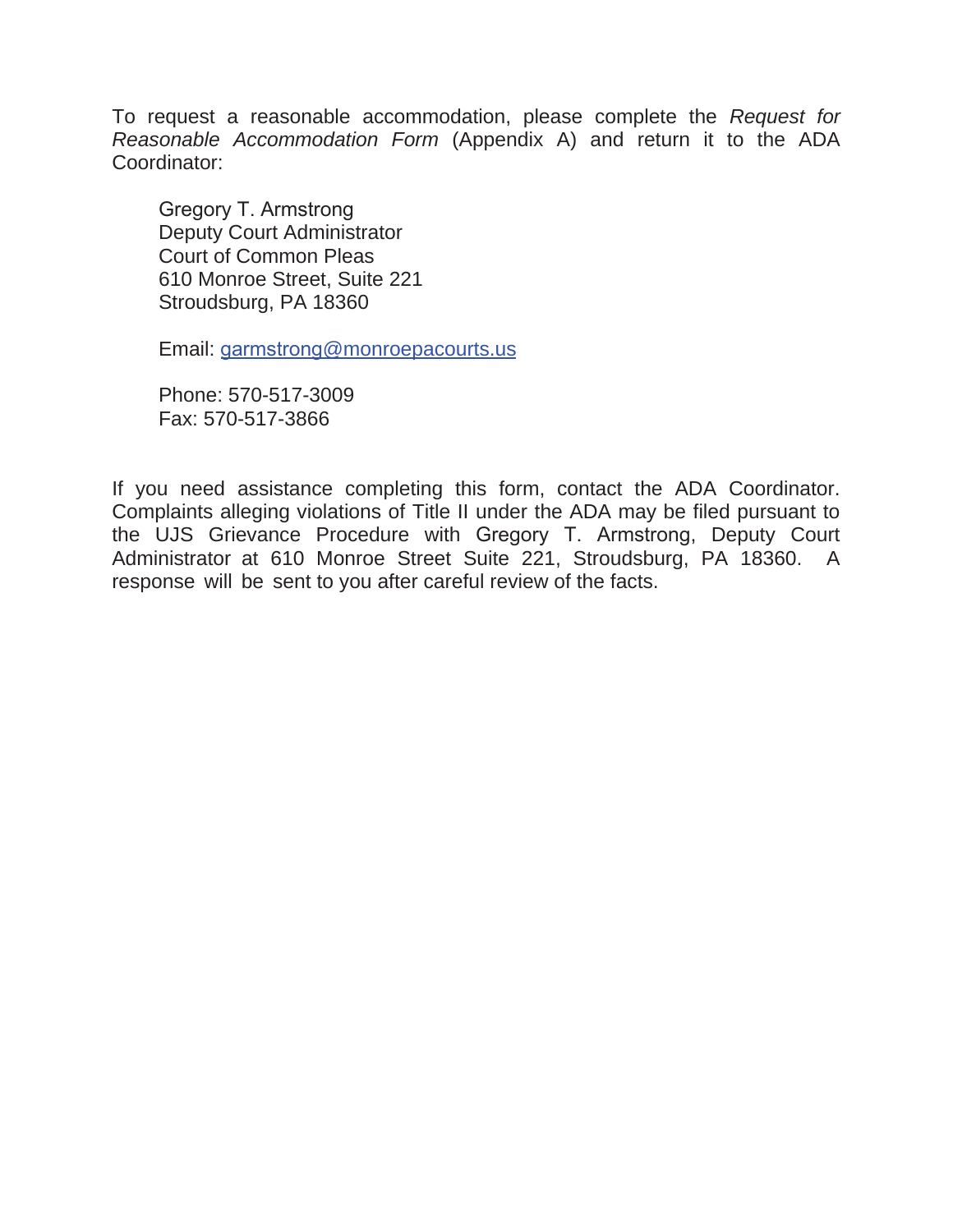To request a reasonable accommodation, please complete the *Request for Reasonable Accommodation Form* (Appendix A) and return it to the ADA Coordinator:

Gregory T. Armstrong  
Deputy Court Administrator  
Court of Common Pleas  
610 Monroe Street, Suite 221  
Stroudsburg, PA 18360

Email: garmstrong@monroepacourts.us

Phone: 570-517-3009  
Fax: 570-517-3866

If you need assistance completing this form, contact the ADA Coordinator. Complaints alleging violations of Title II under the ADA may be filed pursuant to the UJS Grievance Procedure with Gregory T. Armstrong, Deputy Court Administrator at 610 Monroe Street Suite 221, Stroudsburg, PA 18360. A response will be sent to you after careful review of the facts.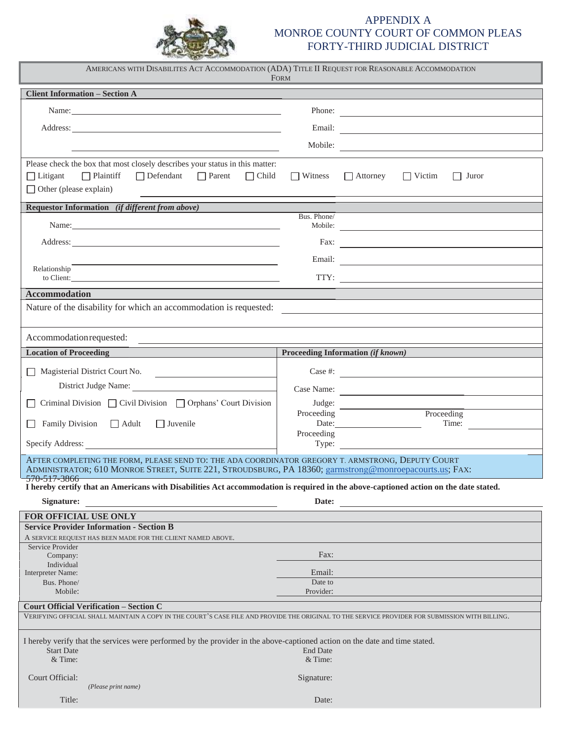# APPENDIX A
# MONROE COUNTY COURT OF COMMON PLEAS
# FORTY-THIRD JUDICIAL DISTRICT

## AMERICANS WITH DISABILITES ACT ACCOMMODATION (ADA) TITLE II REQUEST FOR REASONABLE ACCOMMODATION FORM

### Client Information – Section A

| | | | |
|---|---|---|---|
| Name: | | Phone: | |
| Address: | | Email: | |
| | | Mobile: | |

Please check the box that most closely describes your status in this matter:

☐ Litigant ☐ Plaintiff ☐ Defendant ☐ Parent ☐ Child ☐ Witness ☐ Attorney ☐ Victim ☐ Juror

☐ Other (please explain) ______________________

### Requestor Information *(if different from above)*

| | | | |
|---|---|---|---|
| Name: | | Bus. Phone/ Mobile: | |
| Address: | | Fax: | |
| | | Email: | |
| Relationship to Client: | | TTY: | |

### Accommodation

Nature of the disability for which an accommodation is requested: ______________________

Accommodation requested: ______________________

| Location of Proceeding | | Proceeding Information *(if known)* | |
|---|---|---|---|
| ☐ Magisterial District Court No. | | Case #: | |
| District Judge Name: | | Case Name: | |
| ☐ Criminal Division ☐ Civil Division ☐ Orphans' Court Division | | Judge: | |
| ☐ Family Division ☐ Adult ☐ Juvenile | | Proceeding Date: | Proceeding Time: |
| Specify Address: | | Proceeding Type: | |

AFTER COMPLETING THE FORM, PLEASE SEND TO: THE ADA COORDINATOR GREGORY T. ARMSTRONG, DEPUTY COURT ADMINISTRATOR; 610 MONROE STREET, SUITE 221, STROUDSBURG, PA 18360; garmstrong@monroepacourts.us; FAX: 570-517-3866

**I hereby certify that an Americans with Disabilities Act accommodation is required in the above-captioned action on the date stated.**

**Signature:** ______________________ **Date:** ______________________

### FOR OFFICIAL USE ONLY

### Service Provider Information - Section B

A SERVICE REQUEST HAS BEEN MADE FOR THE CLIENT NAMED ABOVE.

| | | | |
|---|---|---|---|
| Service Provider Company: | | Fax: | |
| Individual Interpreter Name: | | Email: | |
| Bus. Phone/ Mobile: | | Date to Provider: | |

### Court Official Verification – Section C

VERIFYING OFFICIAL SHALL MAINTAIN A COPY IN THE COURT'S CASE FILE AND PROVIDE THE ORIGINAL TO THE SERVICE PROVIDER FOR SUBMISSION WITH BILLING.

I hereby verify that the services were performed by the provider in the above-captioned action on the date and time stated.

| | | | |
|---|---|---|---|
| Start Date & Time: | | End Date & Time: | |
| Court Official: *(Please print name)* | | Signature: | |
| Title: | | Date: | |